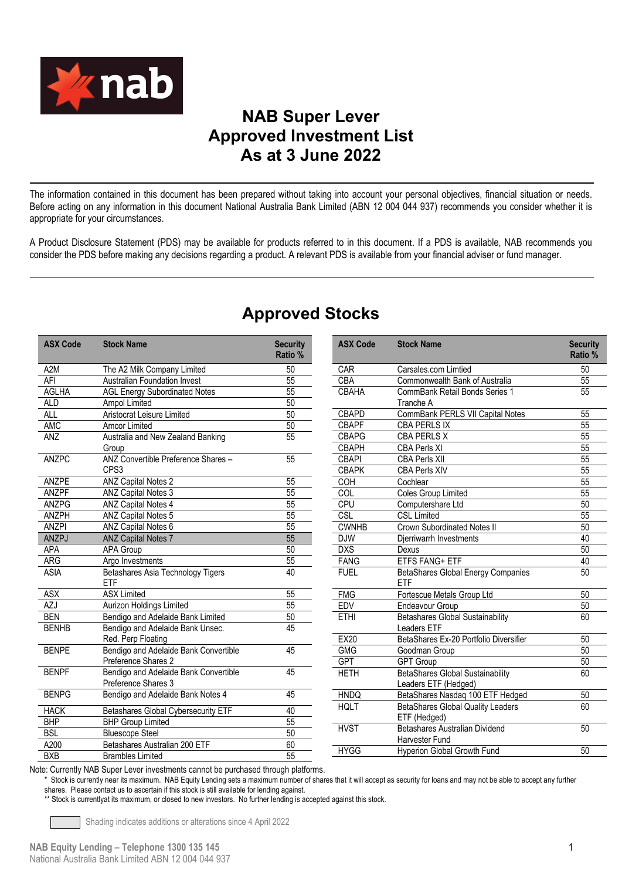# NAB Super Lever Approved Investment List As at 3 June 2022

The information contained in this document has been prepared without taking into account your personal objectives, financial situation or needs. Before acting on any information in this document National Australia Bank Limited (ABN 12 004 044 937) recommends you consider whether it is appropriate for your circumstances.

A Product Disclosure Statement (PDS) may be available for products referred to in this document. If a PDS is available, NAB recommends you consider the PDS before making any decisions regarding a product. A relevant PDS is available from your financial adviser or fund manager.

## Approved Stocks

| ASX Code | Stock Name | Security Ratio % |
|---|---|---|
| A2M | The A2 Milk Company Limited | 50 |
| AFI | Australian Foundation Invest | 55 |
| AGLHA | AGL Energy Subordinated Notes | 55 |
| ALD | Ampol Limited | 50 |
| ALL | Aristocrat Leisure Limited | 50 |
| AMC | Amcor Limited | 50 |
| ANZ | Australia and New Zealand Banking Group | 55 |
| ANZPC | ANZ Convertible Preference Shares – CPS3 | 55 |
| ANZPE | ANZ Capital Notes 2 | 55 |
| ANZPF | ANZ Capital Notes 3 | 55 |
| ANZPG | ANZ Capital Notes 4 | 55 |
| ANZPH | ANZ Capital Notes 5 | 55 |
| ANZPI | ANZ Capital Notes 6 | 55 |
| ANZPJ | ANZ Capital Notes 7 | 55 |
| APA | APA Group | 50 |
| ARG | Argo Investments | 55 |
| ASIA | Betashares Asia Technology Tigers ETF | 40 |
| ASX | ASX Limited | 55 |
| AZJ | Aurizon Holdings Limited | 55 |
| BEN | Bendigo and Adelaide Bank Limited | 50 |
| BENHB | Bendigo and Adelaide Bank Unsec. Red. Perp Floating | 45 |
| BENPE | Bendigo and Adelaide Bank Convertible Preference Shares 2 | 45 |
| BENPF | Bendigo and Adelaide Bank Convertible Preference Shares 3 | 45 |
| BENPG | Bendigo and Adelaide Bank Notes 4 | 45 |
| HACK | Betashares Global Cybersecurity ETF | 40 |
| BHP | BHP Group Limited | 55 |
| BSL | Bluescope Steel | 50 |
| A200 | Betashares Australian 200 ETF | 60 |
| BXB | Brambles Limited | 55 |
| CAR | Carsales.com Limtied | 50 |
| CBA | Commonwealth Bank of Australia | 55 |
| CBAHA | CommBank Retail Bonds Series 1 Tranche A | 55 |
| CBAPD | CommBank PERLS VII Capital Notes | 55 |
| CBAPF | CBA PERLS IX | 55 |
| CBAPG | CBA PERLS X | 55 |
| CBAPH | CBA Perls XI | 55 |
| CBAPI | CBA Perls XII | 55 |
| CBAPK | CBA Perls XIV | 55 |
| COH | Cochlear | 55 |
| COL | Coles Group Limited | 55 |
| CPU | Computershare Ltd | 50 |
| CSL | CSL Limited | 55 |
| CWNHB | Crown Subordinated Notes II | 50 |
| DJW | Djerriwarrh Investments | 40 |
| DXS | Dexus | 50 |
| FANG | ETFS FANG+ ETF | 40 |
| FUEL | BetaShares Global Energy Companies ETF | 50 |
| FMG | Fortescue Metals Group Ltd | 50 |
| EDV | Endeavour Group | 50 |
| ETHI | Betashares Global Sustainability Leaders ETF | 60 |
| EX20 | BetaShares Ex-20 Portfolio Diversifier | 50 |
| GMG | Goodman Group | 50 |
| GPT | GPT Group | 50 |
| HETH | BetaShares Global Sustainability Leaders ETF (Hedged) | 60 |
| HNDQ | BetaShares Nasdaq 100 ETF Hedged | 50 |
| HQLT | BetaShares Global Quality Leaders ETF (Hedged) | 60 |
| HVST | Betashares Australian Dividend Harvester Fund | 50 |
| HYGG | Hyperion Global Growth Fund | 50 |

Note: Currently NAB Super Lever investments cannot be purchased through platforms.

\* Stock is currently near its maximum. NAB Equity Lending sets a maximum number of shares that it will accept as security for loans and may not be able to accept any further shares. Please contact us to ascertain if this stock is still available for lending against.

\** Stock is currentlyat its maximum, or closed to new investors. No further lending is accepted against this stock.

Shading indicates additions or alterations since 4 April 2022

NAB Equity Lending – Telephone 1300 135 145
National Australia Bank Limited ABN 12 004 044 937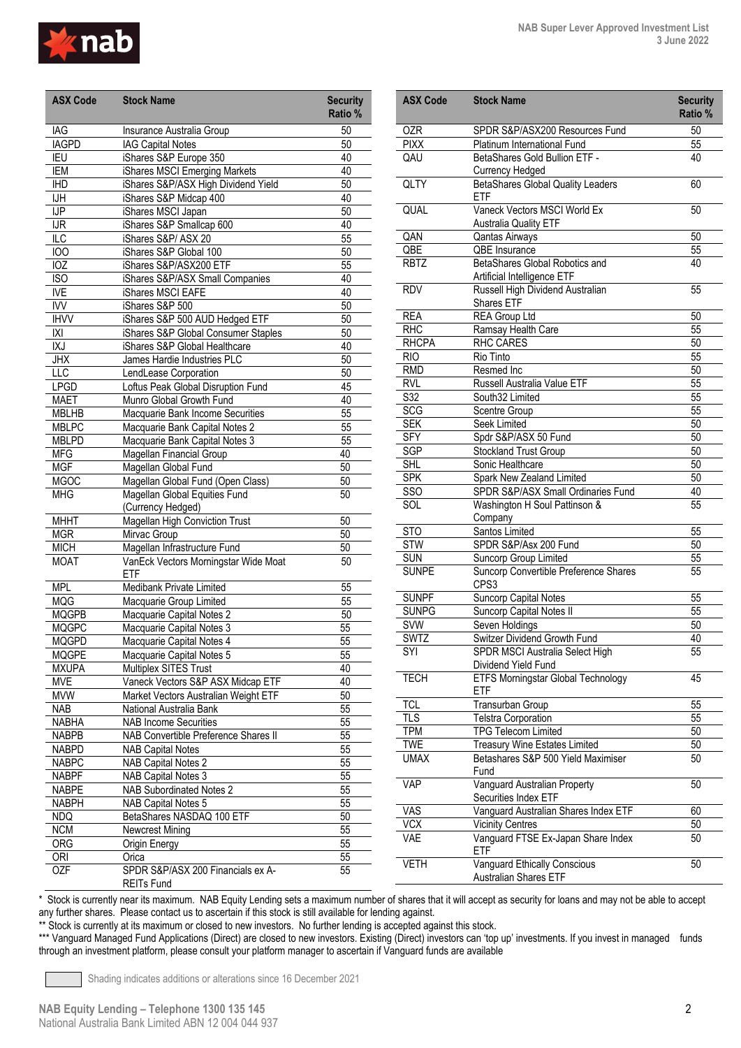| ASX Code | Stock Name | Security Ratio % |
|---|---|---|
| IAG | Insurance Australia Group | 50 |
| IAGPD | IAG Capital Notes | 50 |
| IEU | iShares S&P Europe 350 | 40 |
| IEM | iShares MSCI Emerging Markets | 40 |
| IHD | iShares S&P/ASX High Dividend Yield | 50 |
| IJH | iShares S&P Midcap 400 | 40 |
| IJP | iShares MSCI Japan | 50 |
| IJR | iShares S&P Smallcap 600 | 40 |
| ILC | iShares S&P/ ASX 20 | 55 |
| IOO | iShares S&P Global 100 | 50 |
| IOZ | iShares S&P/ASX200 ETF | 55 |
| ISO | iShares S&P/ASX Small Companies | 40 |
| IVE | iShares MSCI EAFE | 40 |
| IVV | iShares S&P 500 | 50 |
| IHVV | iShares S&P 500 AUD Hedged ETF | 50 |
| IXI | iShares S&P Global Consumer Staples | 50 |
| IXJ | iShares S&P Global Healthcare | 40 |
| JHX | James Hardie Industries PLC | 50 |
| LLC | LendLease Corporation | 50 |
| LPGD | Loftus Peak Global Disruption Fund | 45 |
| MAET | Munro Global Growth Fund | 40 |
| MBLHB | Macquarie Bank Income Securities | 55 |
| MBLPC | Macquarie Bank Capital Notes 2 | 55 |
| MBLPD | Macquarie Bank Capital Notes 3 | 55 |
| MFG | Magellan Financial Group | 40 |
| MGF | Magellan Global Fund | 50 |
| MGOC | Magellan Global Fund (Open Class) | 50 |
| MHG | Magellan Global Equities Fund (Currency Hedged) | 50 |
| MHHT | Magellan High Conviction Trust | 50 |
| MGR | Mirvac Group | 50 |
| MICH | Magellan Infrastructure Fund | 50 |
| MOAT | VanEck Vectors Morningstar Wide Moat ETF | 50 |
| MPL | Medibank Private Limited | 55 |
| MQG | Macquarie Group Limited | 55 |
| MQGPB | Macquarie Capital Notes 2 | 50 |
| MQGPC | Macquarie Capital Notes 3 | 55 |
| MQGPD | Macquarie Capital Notes 4 | 55 |
| MQGPE | Macquarie Capital Notes 5 | 55 |
| MXUPA | Multiplex SITES Trust | 40 |
| MVE | Vaneck Vectors S&P ASX Midcap ETF | 40 |
| MVW | Market Vectors Australian Weight ETF | 50 |
| NAB | National Australia Bank | 55 |
| NABHA | NAB Income Securities | 55 |
| NABPB | NAB Convertible Preference Shares II | 55 |
| NABPD | NAB Capital Notes | 55 |
| NABPC | NAB Capital Notes 2 | 55 |
| NABPF | NAB Capital Notes 3 | 55 |
| NABPE | NAB Subordinated Notes 2 | 55 |
| NABPH | NAB Capital Notes 5 | 55 |
| NDQ | BetaShares NASDAQ 100 ETF | 50 |
| NCM | Newcrest Mining | 55 |
| ORG | Origin Energy | 55 |
| ORI | Orica | 55 |
| OZF | SPDR S&P/ASX 200 Financials ex A-REITs Fund | 55 |
| OZR | SPDR S&P/ASX200 Resources Fund | 50 |
| PIXX | Platinum International Fund | 55 |
| QAU | BetaShares Gold Bullion ETF - Currency Hedged | 40 |
| QLTY | BetaShares Global Quality Leaders ETF | 60 |
| QUAL | Vaneck Vectors MSCI World Ex Australia Quality ETF | 50 |
| QAN | Qantas Airways | 50 |
| QBE | QBE Insurance | 55 |
| RBTZ | BetaShares Global Robotics and Artificial Intelligence ETF | 40 |
| RDV | Russell High Dividend Australian Shares ETF | 55 |
| REA | REA Group Ltd | 50 |
| RHC | Ramsay Health Care | 55 |
| RHCPA | RHC CARES | 50 |
| RIO | Rio Tinto | 55 |
| RMD | Resmed Inc | 50 |
| RVL | Russell Australia Value ETF | 55 |
| S32 | South32 Limited | 55 |
| SCG | Scentre Group | 55 |
| SEK | Seek Limited | 50 |
| SFY | Spdr S&P/ASX 50 Fund | 50 |
| SGP | Stockland Trust Group | 50 |
| SHL | Sonic Healthcare | 50 |
| SPK | Spark New Zealand Limited | 50 |
| SSO | SPDR S&P/ASX Small Ordinaries Fund | 40 |
| SOL | Washington H Soul Pattinson & Company | 55 |
| STO | Santos Limited | 55 |
| STW | SPDR S&P/Asx 200 Fund | 50 |
| SUN | Suncorp Group Limited | 55 |
| SUNPE | Suncorp Convertible Preference Shares CPS3 | 55 |
| SUNPF | Suncorp Capital Notes | 55 |
| SUNPG | Suncorp Capital Notes II | 55 |
| SVW | Seven Holdings | 50 |
| SWTZ | Switzer Dividend Growth Fund | 40 |
| SYI | SPDR MSCI Australia Select High Dividend Yield Fund | 55 |
| TECH | ETFS Morningstar Global Technology ETF | 45 |
| TCL | Transurban Group | 55 |
| TLS | Telstra Corporation | 55 |
| TPM | TPG Telecom Limited | 50 |
| TWE | Treasury Wine Estates Limited | 50 |
| UMAX | Betashares S&P 500 Yield Maximiser Fund | 50 |
| VAP | Vanguard Australian Property Securities Index ETF | 50 |
| VAS | Vanguard Australian Shares Index ETF | 60 |
| VCX | Vicinity Centres | 50 |
| VAE | Vanguard FTSE Ex-Japan Share Index ETF | 50 |
| VETH | Vanguard Ethically Conscious Australian Shares ETF | 50 |

\* Stock is currently near its maximum. NAB Equity Lending sets a maximum number of shares that it will accept as security for loans and may not be able to accept any further shares. Please contact us to ascertain if this stock is still available for lending against.

\** Stock is currently at its maximum or closed to new investors. No further lending is accepted against this stock.

\*** Vanguard Managed Fund Applications (Direct) are closed to new investors. Existing (Direct) investors can 'top up' investments. If you invest in managed funds through an investment platform, please consult your platform manager to ascertain if Vanguard funds are available

Shading indicates additions or alterations since 16 December 2021

NAB Equity Lending – Telephone 1300 135 145
National Australia Bank Limited ABN 12 004 044 937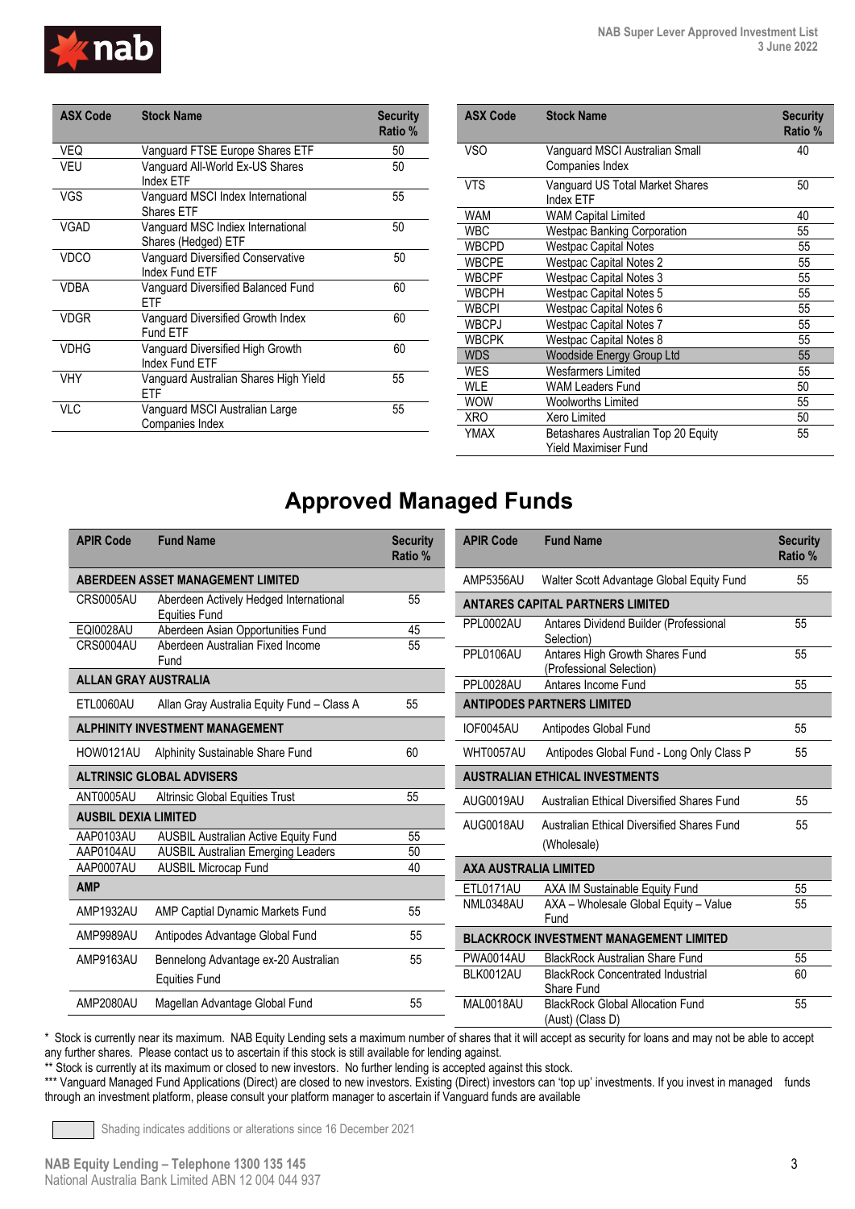| ASX Code | Stock Name | Security Ratio % |
|---|---|---|
| VEQ | Vanguard FTSE Europe Shares ETF | 50 |
| VEU | Vanguard All-World Ex-US Shares Index ETF | 50 |
| VGS | Vanguard MSCI Index International Shares ETF | 55 |
| VGAD | Vanguard MSC Indiex International Shares (Hedged) ETF | 50 |
| VDCO | Vanguard Diversified Conservative Index Fund ETF | 50 |
| VDBA | Vanguard Diversified Balanced Fund ETF | 60 |
| VDGR | Vanguard Diversified Growth Index Fund ETF | 60 |
| VDHG | Vanguard Diversified High Growth Index Fund ETF | 60 |
| VHY | Vanguard Australian Shares High Yield ETF | 55 |
| VLC | Vanguard MSCI Australian Large Companies Index | 55 |
| VSO | Vanguard MSCI Australian Small Companies Index | 40 |
| VTS | Vanguard US Total Market Shares Index ETF | 50 |
| WAM | WAM Capital Limited | 40 |
| WBC | Westpac Banking Corporation | 55 |
| WBCPD | Westpac Capital Notes | 55 |
| WBCPE | Westpac Capital Notes 2 | 55 |
| WBCPF | Westpac Capital Notes 3 | 55 |
| WBCPH | Westpac Capital Notes 5 | 55 |
| WBCPI | Westpac Capital Notes 6 | 55 |
| WBCPJ | Westpac Capital Notes 7 | 55 |
| WBCPK | Westpac Capital Notes 8 | 55 |
| WDS | Woodside Energy Group Ltd | 55 |
| WES | Wesfarmers Limited | 55 |
| WLE | WAM Leaders Fund | 50 |
| WOW | Woolworths Limited | 55 |
| XRO | Xero Limited | 50 |
| YMAX | Betashares Australian Top 20 Equity Yield Maximiser Fund | 55 |

# Approved Managed Funds

| APIR Code | Fund Name | Security Ratio % |
|---|---|---|
| **ABERDEEN ASSET MANAGEMENT LIMITED** | | |
| CRS0005AU | Aberdeen Actively Hedged International Equities Fund | 55 |
| EQI0028AU | Aberdeen Asian Opportunities Fund | 45 |
| CRS0004AU | Aberdeen Australian Fixed Income Fund | 55 |
| **ALLAN GRAY AUSTRALIA** | | |
| ETL0060AU | Allan Gray Australia Equity Fund – Class A | 55 |
| **ALPHINITY INVESTMENT MANAGEMENT** | | |
| HOW0121AU | Alphinity Sustainable Share Fund | 60 |
| **ALTRINSIC GLOBAL ADVISERS** | | |
| ANT0005AU | Altrinsic Global Equities Trust | 55 |
| **AUSBIL DEXIA LIMITED** | | |
| AAP0103AU | AUSBIL Australian Active Equity Fund | 55 |
| AAP0104AU | AUSBIL Australian Emerging Leaders | 50 |
| AAP0007AU | AUSBIL Microcap Fund | 40 |
| **AMP** | | |
| AMP1932AU | AMP Captial Dynamic Markets Fund | 55 |
| AMP9989AU | Antipodes Advantage Global Fund | 55 |
| AMP9163AU | Bennelong Advantage ex-20 Australian Equities Fund | 55 |
| AMP2080AU | Magellan Advantage Global Fund | 55 |
| AMP5356AU | Walter Scott Advantage Global Equity Fund | 55 |
| **ANTARES CAPITAL PARTNERS LIMITED** | | |
| PPL0002AU | Antares Dividend Builder (Professional Selection) | 55 |
| PPL0106AU | Antares High Growth Shares Fund (Professional Selection) | 55 |
| PPL0028AU | Antares Income Fund | 55 |
| **ANTIPODES PARTNERS LIMITED** | | |
| IOF0045AU | Antipodes Global Fund | 55 |
| WHT0057AU | Antipodes Global Fund - Long Only Class P | 55 |
| **AUSTRALIAN ETHICAL INVESTMENTS** | | |
| AUG0019AU | Australian Ethical Diversified Shares Fund | 55 |
| AUG0018AU | Australian Ethical Diversified Shares Fund (Wholesale) | 55 |
| **AXA AUSTRALIA LIMITED** | | |
| ETL0171AU | AXA IM Sustainable Equity Fund | 55 |
| NML0348AU | AXA – Wholesale Global Equity – Value Fund | 55 |
| **BLACKROCK INVESTMENT MANAGEMENT LIMITED** | | |
| PWA0014AU | BlackRock Australian Share Fund | 55 |
| BLK0012AU | BlackRock Concentrated Industrial Share Fund | 60 |
| MAL0018AU | BlackRock Global Allocation Fund (Aust) (Class D) | 55 |

\* Stock is currently near its maximum. NAB Equity Lending sets a maximum number of shares that it will accept as security for loans and may not be able to accept any further shares. Please contact us to ascertain if this stock is still available for lending against.

** Stock is currently at its maximum or closed to new investors. No further lending is accepted against this stock.

*** Vanguard Managed Fund Applications (Direct) are closed to new investors. Existing (Direct) investors can 'top up' investments. If you invest in managed funds through an investment platform, please consult your platform manager to ascertain if Vanguard funds are available

Shading indicates additions or alterations since 16 December 2021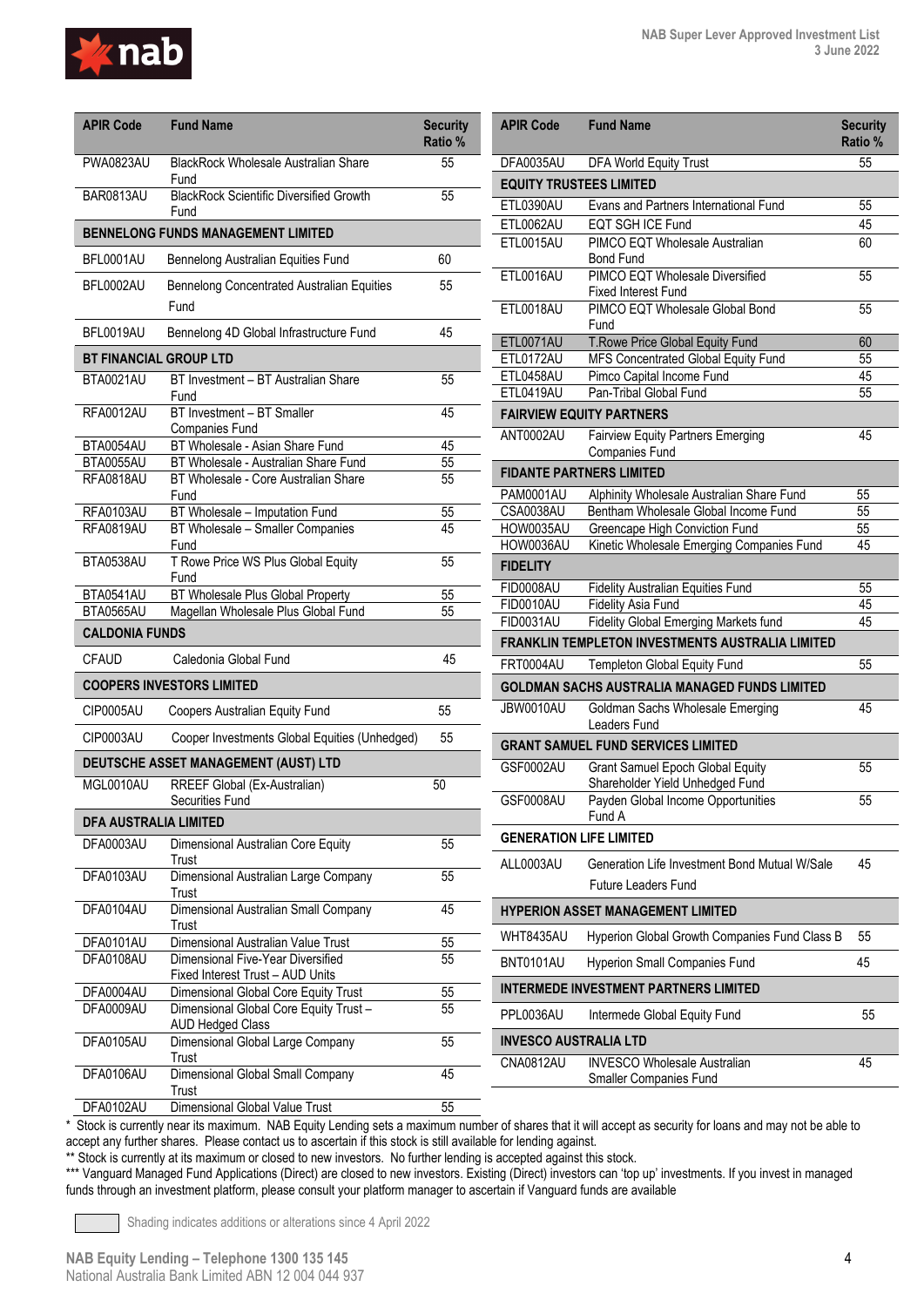| APIR Code | Fund Name | Security Ratio % |
|---|---|---|
| PWA0823AU | BlackRock Wholesale Australian Share Fund | 55 |
| BAR0813AU | BlackRock Scientific Diversified Growth Fund | 55 |
| **BENNELONG FUNDS MANAGEMENT LIMITED** | | |
| BFL0001AU | Bennelong Australian Equities Fund | 60 |
| BFL0002AU | Bennelong Concentrated Australian Equities Fund | 55 |
| BFL0019AU | Bennelong 4D Global Infrastructure Fund | 45 |
| **BT FINANCIAL GROUP LTD** | | |
| BTA0021AU | BT Investment – BT Australian Share Fund | 55 |
| RFA0012AU | BT Investment – BT Smaller Companies Fund | 45 |
| BTA0054AU | BT Wholesale - Asian Share Fund | 45 |
| BTA0055AU | BT Wholesale - Australian Share Fund | 55 |
| RFA0818AU | BT Wholesale - Core Australian Share Fund | 55 |
| RFA0103AU | BT Wholesale – Imputation Fund | 55 |
| RFA0819AU | BT Wholesale – Smaller Companies Fund | 45 |
| BTA0538AU | T Rowe Price WS Plus Global Equity Fund | 55 |
| BTA0541AU | BT Wholesale Plus Global Property | 55 |
| BTA0565AU | Magellan Wholesale Plus Global Fund | 55 |
| **CALDONIA FUNDS** | | |
| CFAUD | Caledonia Global Fund | 45 |
| **COOPERS INVESTORS LIMITED** | | |
| CIP0005AU | Coopers Australian Equity Fund | 55 |
| CIP0003AU | Cooper Investments Global Equities (Unhedged) | 55 |
| **DEUTSCHE ASSET MANAGEMENT (AUST) LTD** | | |
| MGL0010AU | RREEF Global (Ex-Australian) Securities Fund | 50 |
| **DFA AUSTRALIA LIMITED** | | |
| DFA0003AU | Dimensional Australian Core Equity Trust | 55 |
| DFA0103AU | Dimensional Australian Large Company Trust | 55 |
| DFA0104AU | Dimensional Australian Small Company Trust | 45 |
| DFA0101AU | Dimensional Australian Value Trust | 55 |
| DFA0108AU | Dimensional Five-Year Diversified Fixed Interest Trust – AUD Units | 55 |
| DFA0004AU | Dimensional Global Core Equity Trust | 55 |
| DFA0009AU | Dimensional Global Core Equity Trust – AUD Hedged Class | 55 |
| DFA0105AU | Dimensional Global Large Company Trust | 55 |
| DFA0106AU | Dimensional Global Small Company Trust | 45 |
| DFA0102AU | Dimensional Global Value Trust | 55 |
| DFA0035AU | DFA World Equity Trust | 55 |
| **EQUITY TRUSTEES LIMITED** | | |
| ETL0390AU | Evans and Partners International Fund | 55 |
| ETL0062AU | EQT SGH ICE Fund | 45 |
| ETL0015AU | PIMCO EQT Wholesale Australian Bond Fund | 60 |
| ETL0016AU | PIMCO EQT Wholesale Diversified Fixed Interest Fund | 55 |
| ETL0018AU | PIMCO EQT Wholesale Global Bond Fund | 55 |
| ETL0071AU | T.Rowe Price Global Equity Fund | 60 |
| ETL0172AU | MFS Concentrated Global Equity Fund | 55 |
| ETL0458AU | Pimco Capital Income Fund | 45 |
| ETL0419AU | Pan-Tribal Global Fund | 55 |
| **FAIRVIEW EQUITY PARTNERS** | | |
| ANT0002AU | Fairview Equity Partners Emerging Companies Fund | 45 |
| **FIDANTE PARTNERS LIMITED** | | |
| PAM0001AU | Alphinity Wholesale Australian Share Fund | 55 |
| CSA0038AU | Bentham Wholesale Global Income Fund | 55 |
| HOW0035AU | Greencape High Conviction Fund | 55 |
| HOW0036AU | Kinetic Wholesale Emerging Companies Fund | 45 |
| **FIDELITY** | | |
| FID0008AU | Fidelity Australian Equities Fund | 55 |
| FID0010AU | Fidelity Asia Fund | 45 |
| FID0031AU | Fidelity Global Emerging Markets fund | 45 |
| **FRANKLIN TEMPLETON INVESTMENTS AUSTRALIA LIMITED** | | |
| FRT0004AU | Templeton Global Equity Fund | 55 |
| **GOLDMAN SACHS AUSTRALIA MANAGED FUNDS LIMITED** | | |
| JBW0010AU | Goldman Sachs Wholesale Emerging Leaders Fund | 45 |
| **GRANT SAMUEL FUND SERVICES LIMITED** | | |
| GSF0002AU | Grant Samuel Epoch Global Equity Shareholder Yield Unhedged Fund | 55 |
| GSF0008AU | Payden Global Income Opportunities Fund A | 55 |
| **GENERATION LIFE LIMITED** | | |
| ALL0003AU | Generation Life Investment Bond Mutual W/Sale Future Leaders Fund | 45 |
| **HYPERION ASSET MANAGEMENT LIMITED** | | |
| WHT8435AU | Hyperion Global Growth Companies Fund Class B | 55 |
| BNT0101AU | Hyperion Small Companies Fund | 45 |
| **INTERMEDE INVESTMENT PARTNERS LIMITED** | | |
| PPL0036AU | Intermede Global Equity Fund | 55 |
| **INVESCO AUSTRALIA LTD** | | |
| CNA0812AU | INVESCO Wholesale Australian Smaller Companies Fund | 45 |

\* Stock is currently near its maximum. NAB Equity Lending sets a maximum number of shares that it will accept as security for loans and may not be able to accept any further shares. Please contact us to ascertain if this stock is still available for lending against.

\*\* Stock is currently at its maximum or closed to new investors. No further lending is accepted against this stock.

\*\*\* Vanguard Managed Fund Applications (Direct) are closed to new investors. Existing (Direct) investors can 'top up' investments. If you invest in managed funds through an investment platform, please consult your platform manager to ascertain if Vanguard funds are available

Shading indicates additions or alterations since 4 April 2022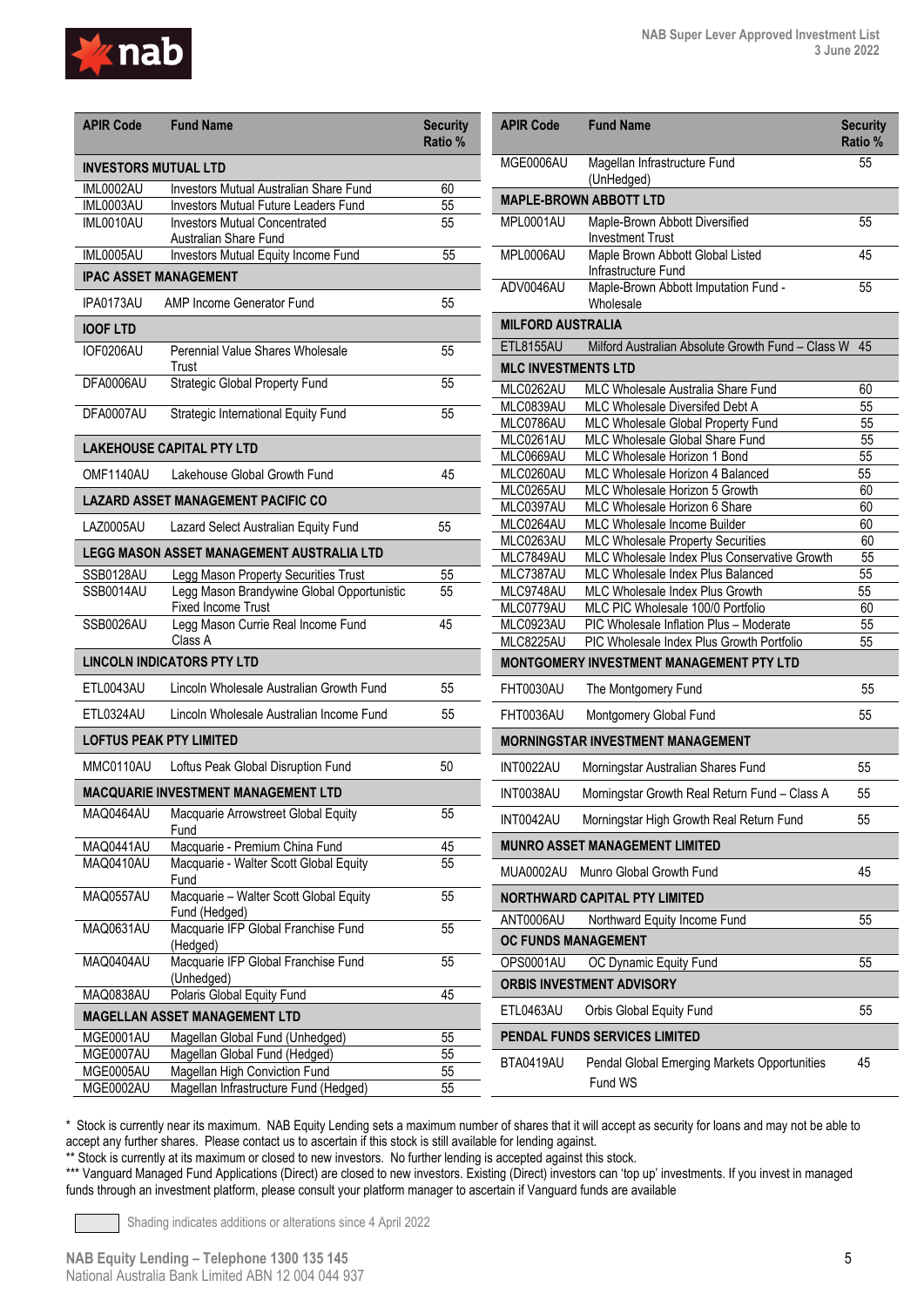| APIR Code | Fund Name | Security Ratio % |
|---|---|---|
| **INVESTORS MUTUAL LTD** | | |
| IML0002AU | Investors Mutual Australian Share Fund | 60 |
| IML0003AU | Investors Mutual Future Leaders Fund | 55 |
| IML0010AU | Investors Mutual Concentrated Australian Share Fund | 55 |
| IML0005AU | Investors Mutual Equity Income Fund | 55 |
| **IPAC ASSET MANAGEMENT** | | |
| IPA0173AU | AMP Income Generator Fund | 55 |
| **IOOF LTD** | | |
| IOF0206AU | Perennial Value Shares Wholesale Trust | 55 |
| DFA0006AU | Strategic Global Property Fund | 55 |
| DFA0007AU | Strategic International Equity Fund | 55 |
| **LAKEHOUSE CAPITAL PTY LTD** | | |
| OMF1140AU | Lakehouse Global Growth Fund | 45 |
| **LAZARD ASSET MANAGEMENT PACIFIC CO** | | |
| LAZ0005AU | Lazard Select Australian Equity Fund | 55 |
| **LEGG MASON ASSET MANAGEMENT AUSTRALIA LTD** | | |
| SSB0128AU | Legg Mason Property Securities Trust | 55 |
| SSB0014AU | Legg Mason Brandywine Global Opportunistic Fixed Income Trust | 55 |
| SSB0026AU | Legg Mason Currie Real Income Fund Class A | 45 |
| **LINCOLN INDICATORS PTY LTD** | | |
| ETL0043AU | Lincoln Wholesale Australian Growth Fund | 55 |
| ETL0324AU | Lincoln Wholesale Australian Income Fund | 55 |
| **LOFTUS PEAK PTY LIMITED** | | |
| MMC0110AU | Loftus Peak Global Disruption Fund | 50 |
| **MACQUARIE INVESTMENT MANAGEMENT LTD** | | |
| MAQ0464AU | Macquarie Arrowstreet Global Equity Fund | 55 |
| MAQ0441AU | Macquarie - Premium China Fund | 45 |
| MAQ0410AU | Macquarie - Walter Scott Global Equity Fund | 55 |
| MAQ0557AU | Macquarie – Walter Scott Global Equity Fund (Hedged) | 55 |
| MAQ0631AU | Macquarie IFP Global Franchise Fund (Hedged) | 55 |
| MAQ0404AU | Macquarie IFP Global Franchise Fund (Unhedged) | 55 |
| MAQ0838AU | Polaris Global Equity Fund | 45 |
| **MAGELLAN ASSET MANAGEMENT LTD** | | |
| MGE0001AU | Magellan Global Fund (Unhedged) | 55 |
| MGE0007AU | Magellan Global Fund (Hedged) | 55 |
| MGE0005AU | Magellan High Conviction Fund | 55 |
| MGE0002AU | Magellan Infrastructure Fund (Hedged) | 55 |
| MGE0006AU | Magellan Infrastructure Fund (UnHedged) | 55 |
| **MAPLE-BROWN ABBOTT LTD** | | |
| MPL0001AU | Maple-Brown Abbott Diversified Investment Trust | 55 |
| MPL0006AU | Maple Brown Abbott Global Listed Infrastructure Fund | 45 |
| ADV0046AU | Maple-Brown Abbott Imputation Fund - Wholesale | 55 |
| **MILFORD AUSTRALIA** | | |
| ETL8155AU | Milford Australian Absolute Growth Fund – Class W | 45 |
| **MLC INVESTMENTS LTD** | | |
| MLC0262AU | MLC Wholesale Australia Share Fund | 60 |
| MLC0839AU | MLC Wholesale Diversified Debt A | 55 |
| MLC0786AU | MLC Wholesale Global Property Fund | 55 |
| MLC0261AU | MLC Wholesale Global Share Fund | 55 |
| MLC0669AU | MLC Wholesale Horizon 1 Bond | 55 |
| MLC0260AU | MLC Wholesale Horizon 4 Balanced | 55 |
| MLC0265AU | MLC Wholesale Horizon 5 Growth | 60 |
| MLC0397AU | MLC Wholesale Horizon 6 Share | 60 |
| MLC0264AU | MLC Wholesale Income Builder | 60 |
| MLC0263AU | MLC Wholesale Property Securities | 60 |
| MLC7849AU | MLC Wholesale Index Plus Conservative Growth | 55 |
| MLC7387AU | MLC Wholesale Index Plus Balanced | 55 |
| MLC9748AU | MLC Wholesale Index Plus Growth | 55 |
| MLC0779AU | MLC PIC Wholesale 100/0 Portfolio | 60 |
| MLC0923AU | PIC Wholesale Inflation Plus – Moderate | 55 |
| MLC8225AU | PIC Wholesale Index Plus Growth Portfolio | 55 |
| **MONTGOMERY INVESTMENT MANAGEMENT PTY LTD** | | |
| FHT0030AU | The Montgomery Fund | 55 |
| FHT0036AU | Montgomery Global Fund | 55 |
| **MORNINGSTAR INVESTMENT MANAGEMENT** | | |
| INT0022AU | Morningstar Australian Shares Fund | 55 |
| INT0038AU | Morningstar Growth Real Return Fund – Class A | 55 |
| INT0042AU | Morningstar High Growth Real Return Fund | 55 |
| **MUNRO ASSET MANAGEMENT LIMITED** | | |
| MUA0002AU | Munro Global Growth Fund | 45 |
| **NORTHWARD CAPITAL PTY LIMITED** | | |
| ANT0006AU | Northward Equity Income Fund | 55 |
| **OC FUNDS MANAGEMENT** | | |
| OPS0001AU | OC Dynamic Equity Fund | 55 |
| **ORBIS INVESTMENT ADVISORY** | | |
| ETL0463AU | Orbis Global Equity Fund | 55 |
| **PENDAL FUNDS SERVICES LIMITED** | | |
| BTA0419AU | Pendal Global Emerging Markets Opportunities Fund WS | 45 |

\* Stock is currently near its maximum. NAB Equity Lending sets a maximum number of shares that it will accept as security for loans and may not be able to accept any further shares. Please contact us to ascertain if this stock is still available for lending against.

** Stock is currently at its maximum or closed to new investors. No further lending is accepted against this stock.

*** Vanguard Managed Fund Applications (Direct) are closed to new investors. Existing (Direct) investors can 'top up' investments. If you invest in managed funds through an investment platform, please consult your platform manager to ascertain if Vanguard funds are available

Shading indicates additions or alterations since 4 April 2022

**NAB Equity Lending – Telephone 1300 135 145**
National Australia Bank Limited ABN 12 004 044 937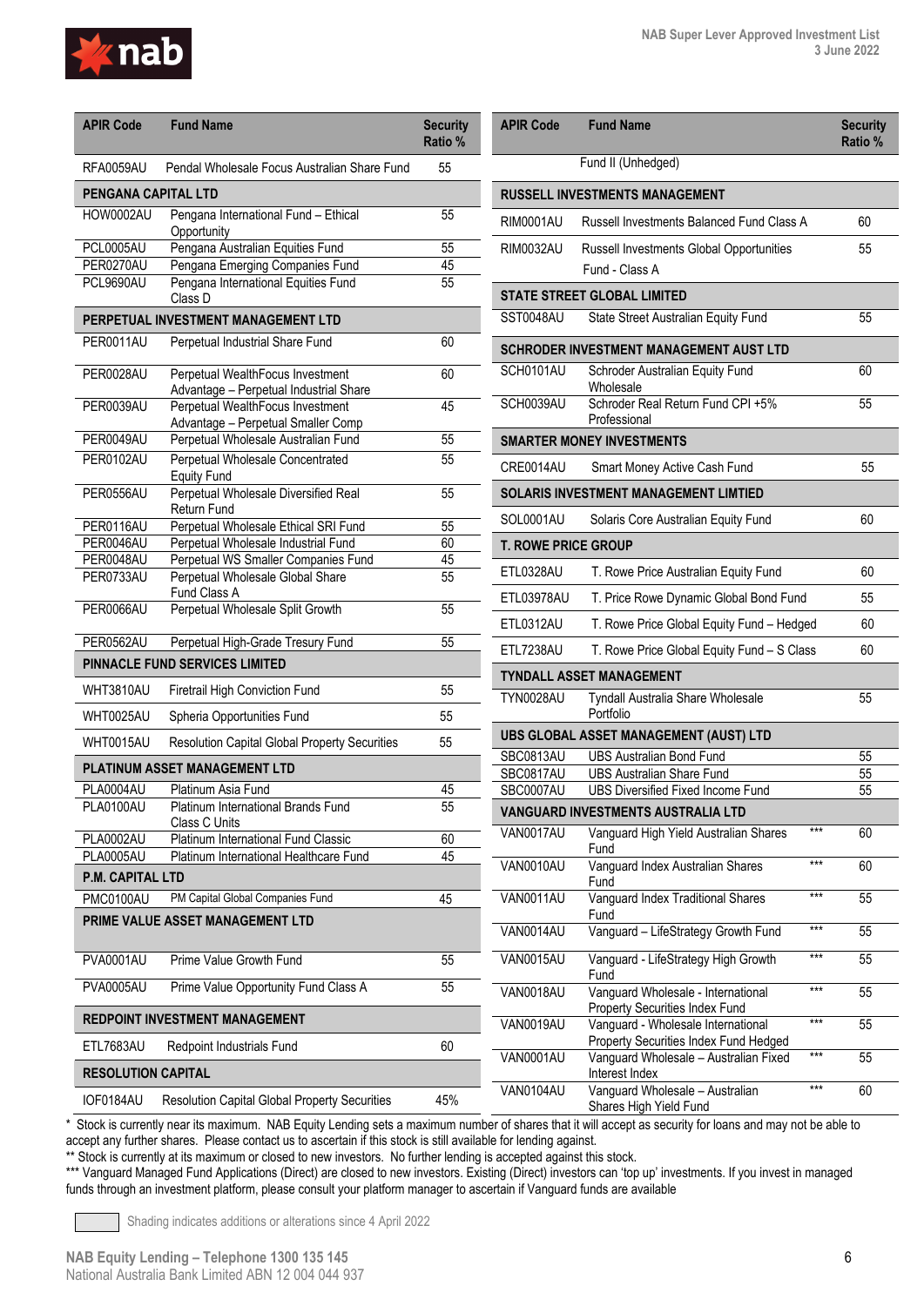| APIR Code | Fund Name | Security Ratio % |
|---|---|---|
| RFA0059AU | Pendal Wholesale Focus Australian Share Fund | 55 |
| **PENGANA CAPITAL LTD** | | |
| HOW0002AU | Pengana International Fund – Ethical Opportunity | 55 |
| PCL0005AU | Pengana Australian Equities Fund | 55 |
| PER0270AU | Pengana Emerging Companies Fund | 45 |
| PCL9690AU | Pengana International Equities Fund Class D | 55 |
| **PERPETUAL INVESTMENT MANAGEMENT LTD** | | |
| PER0011AU | Perpetual Industrial Share Fund | 60 |
| PER0028AU | Perpetual WealthFocus Investment Advantage – Perpetual Industrial Share | 60 |
| PER0039AU | Perpetual WealthFocus Investment Advantage – Perpetual Smaller Comp | 45 |
| PER0049AU | Perpetual Wholesale Australian Fund | 55 |
| PER0102AU | Perpetual Wholesale Concentrated Equity Fund | 55 |
| PER0556AU | Perpetual Wholesale Diversified Real Return Fund | 55 |
| PER0116AU | Perpetual Wholesale Ethical SRI Fund | 55 |
| PER0046AU | Perpetual Wholesale Industrial Fund | 60 |
| PER0048AU | Perpetual WS Smaller Companies Fund | 45 |
| PER0733AU | Perpetual Wholesale Global Share Fund Class A | 55 |
| PER0066AU | Perpetual Wholesale Split Growth | 55 |
| PER0562AU | Perpetual High-Grade Tresury Fund | 55 |
| **PINNACLE FUND SERVICES LIMITED** | | |
| WHT3810AU | Firetrail High Conviction Fund | 55 |
| WHT0025AU | Spheria Opportunities Fund | 55 |
| WHT0015AU | Resolution Capital Global Property Securities | 55 |
| **PLATINUM ASSET MANAGEMENT LTD** | | |
| PLA0004AU | Platinum Asia Fund | 45 |
| PLA0100AU | Platinum International Brands Fund Class C Units | 55 |
| PLA0002AU | Platinum International Fund Classic | 60 |
| PLA0005AU | Platinum International Healthcare Fund | 45 |
| **P.M. CAPITAL LTD** | | |
| PMC0100AU | PM Capital Global Companies Fund | 45 |
| **PRIME VALUE ASSET MANAGEMENT LTD** | | |
| PVA0001AU | Prime Value Growth Fund | 55 |
| PVA0005AU | Prime Value Opportunity Fund Class A | 55 |
| **REDPOINT INVESTMENT MANAGEMENT** | | |
| ETL7683AU | Redpoint Industrials Fund | 60 |
| **RESOLUTION CAPITAL** | | |
| IOF0184AU | Resolution Capital Global Property Securities Fund II (Unhedged) | 45% |
| **RUSSELL INVESTMENTS MANAGEMENT** | | |
| RIM0001AU | Russell Investments Balanced Fund Class A | 60 |
| RIM0032AU | Russell Investments Global Opportunities Fund - Class A | 55 |
| **STATE STREET GLOBAL LIMITED** | | |
| SST0048AU | State Street Australian Equity Fund | 55 |
| **SCHRODER INVESTMENT MANAGEMENT AUST LTD** | | |
| SCH0101AU | Schroder Australian Equity Fund Wholesale | 60 |
| SCH0039AU | Schroder Real Return Fund CPI +5% Professional | 55 |
| **SMARTER MONEY INVESTMENTS** | | |
| CRE0014AU | Smart Money Active Cash Fund | 55 |
| **SOLARIS INVESTMENT MANAGEMENT LIMTIED** | | |
| SOL0001AU | Solaris Core Australian Equity Fund | 60 |
| **T. ROWE PRICE GROUP** | | |
| ETL0328AU | T. Rowe Price Australian Equity Fund | 60 |
| ETL03978AU | T. Price Rowe Dynamic Global Bond Fund | 55 |
| ETL0312AU | T. Rowe Price Global Equity Fund – Hedged | 60 |
| ETL7238AU | T. Rowe Price Global Equity Fund – S Class | 60 |
| **TYNDALL ASSET MANAGEMENT** | | |
| TYN0028AU | Tyndall Australia Share Wholesale Portfolio | 55 |
| **UBS GLOBAL ASSET MANAGEMENT (AUST) LTD** | | |
| SBC0813AU | UBS Australian Bond Fund | 55 |
| SBC0817AU | UBS Australian Share Fund | 55 |
| SBC0007AU | UBS Diversified Fixed Income Fund | 55 |
| **VANGUARD INVESTMENTS AUSTRALIA LTD** | | |
| VAN0017AU | Vanguard High Yield Australian Shares Fund *** | 60 |
| VAN0010AU | Vanguard Index Australian Shares Fund *** | 60 |
| VAN0011AU | Vanguard Index Traditional Shares Fund *** | 55 |
| VAN0014AU | Vanguard – LifeStrategy Growth Fund *** | 55 |
| VAN0015AU | Vanguard - LifeStrategy High Growth Fund *** | 55 |
| VAN0018AU | Vanguard Wholesale - International Property Securities Index Fund *** | 55 |
| VAN0019AU | Vanguard - Wholesale International Property Securities Index Fund Hedged *** | 55 |
| VAN0001AU | Vanguard Wholesale – Australian Fixed Interest Index *** | 55 |
| VAN0104AU | Vanguard Wholesale – Australian Shares High Yield Fund *** | 60 |

\* Stock is currently near its maximum. NAB Equity Lending sets a maximum number of shares that it will accept as security for loans and may not be able to accept any further shares. Please contact us to ascertain if this stock is still available for lending against.

\*\* Stock is currently at its maximum or closed to new investors. No further lending is accepted against this stock.

\*\*\* Vanguard Managed Fund Applications (Direct) are closed to new investors. Existing (Direct) investors can 'top up' investments. If you invest in managed funds through an investment platform, please consult your platform manager to ascertain if Vanguard funds are available

Shading indicates additions or alterations since 4 April 2022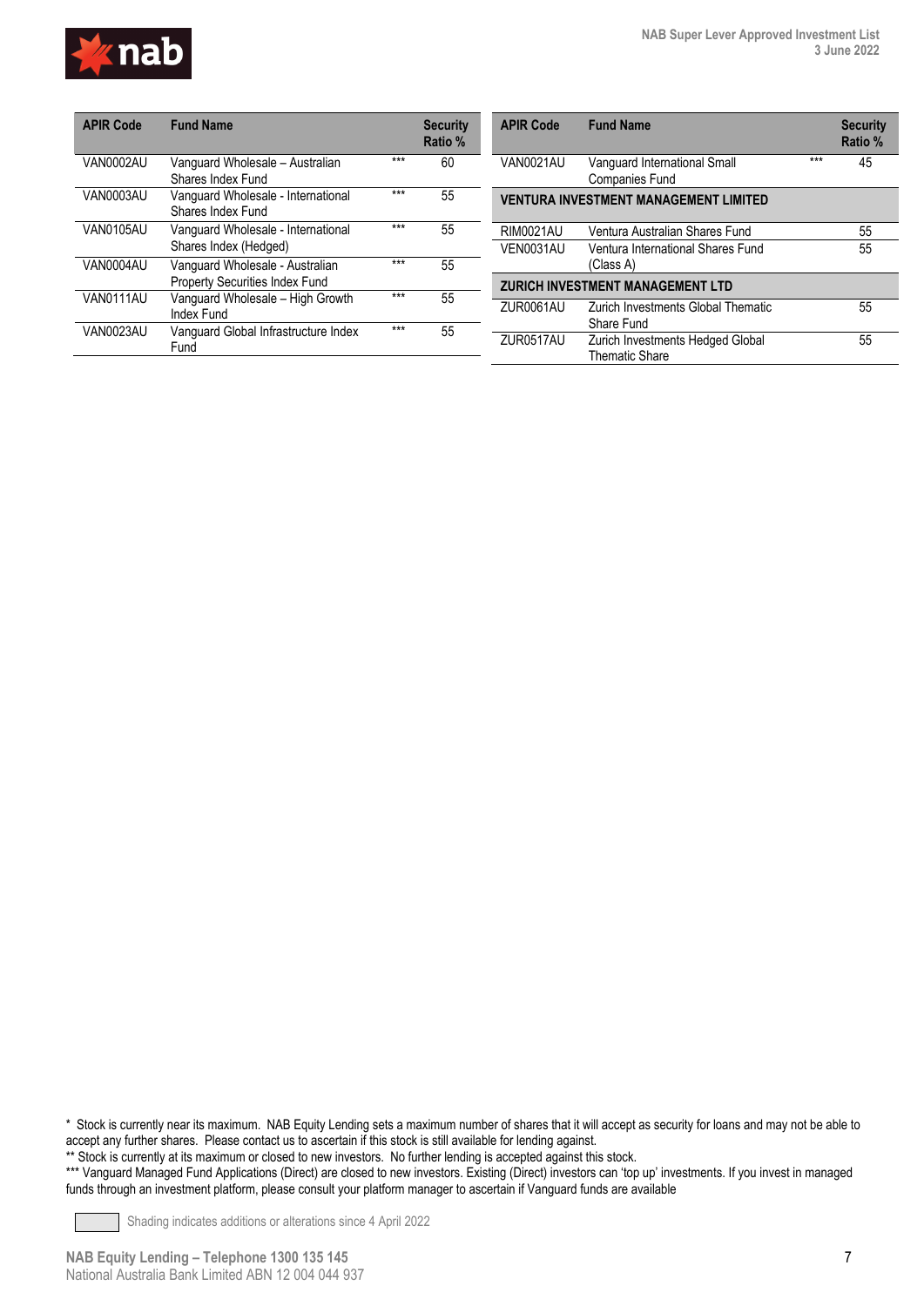| APIR Code | Fund Name | | Security Ratio % |
|---|---|---|---|
| VAN0002AU | Vanguard Wholesale – Australian Shares Index Fund | *** | 60 |
| VAN0003AU | Vanguard Wholesale - International Shares Index Fund | *** | 55 |
| VAN0105AU | Vanguard Wholesale - International Shares Index (Hedged) | *** | 55 |
| VAN0004AU | Vanguard Wholesale - Australian Property Securities Index Fund | *** | 55 |
| VAN0111AU | Vanguard Wholesale – High Growth Index Fund | *** | 55 |
| VAN0023AU | Vanguard Global Infrastructure Index Fund | *** | 55 |
| VAN0021AU | Vanguard International Small Companies Fund | *** | 45 |
| **VENTURA INVESTMENT MANAGEMENT LIMITED** | | | |
| RIM0021AU | Ventura Australian Shares Fund | | 55 |
| VEN0031AU | Ventura International Shares Fund (Class A) | | 55 |
| **ZURICH INVESTMENT MANAGEMENT LTD** | | | |
| ZUR0061AU | Zurich Investments Global Thematic Share Fund | | 55 |
| ZUR0517AU | Zurich Investments Hedged Global Thematic Share | | 55 |

\* Stock is currently near its maximum. NAB Equity Lending sets a maximum number of shares that it will accept as security for loans and may not be able to accept any further shares. Please contact us to ascertain if this stock is still available for lending against.

** Stock is currently at its maximum or closed to new investors. No further lending is accepted against this stock.

*** Vanguard Managed Fund Applications (Direct) are closed to new investors. Existing (Direct) investors can 'top up' investments. If you invest in managed funds through an investment platform, please consult your platform manager to ascertain if Vanguard funds are available

Shading indicates additions or alterations since 4 April 2022

**NAB Equity Lending – Telephone 1300 135 145**
National Australia Bank Limited ABN 12 004 044 937